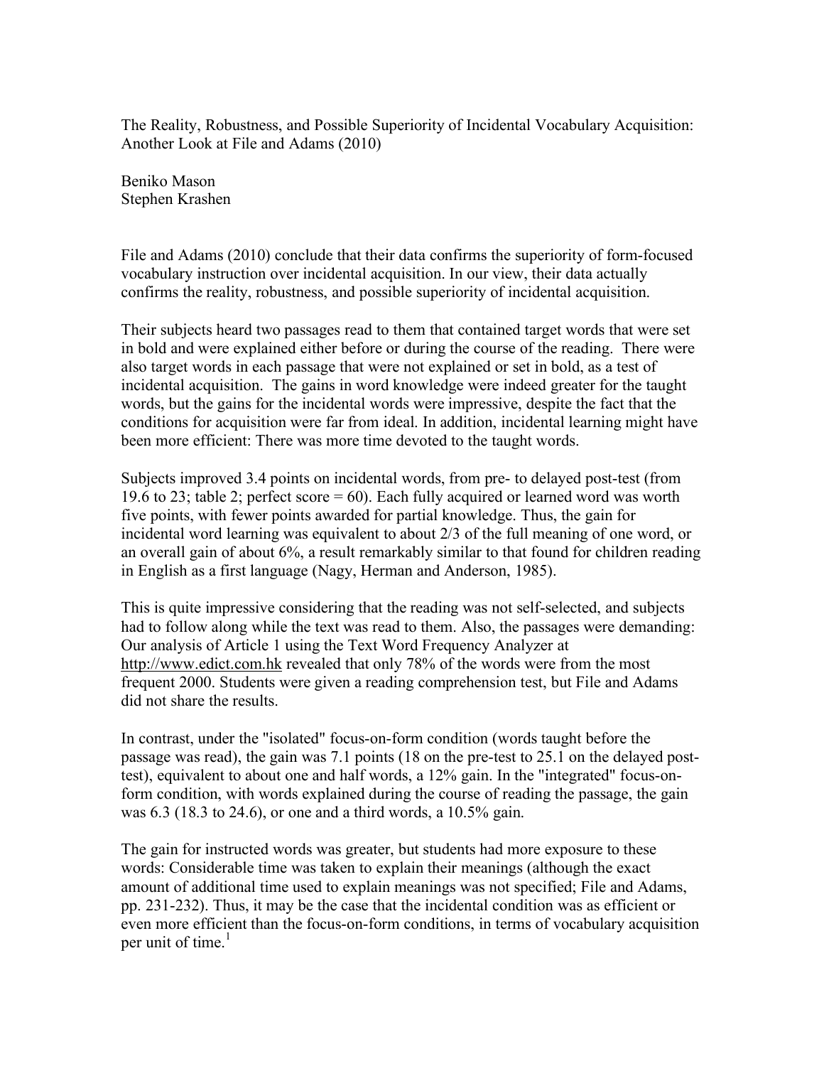# The Reality, Robustness, and Possible Superiority of Incidental Vocabulary Acquisition: Another Look at File and Adams (2010)

Beniko Mason
Stephen Krashen

File and Adams (2010) conclude that their data confirms the superiority of form-focused vocabulary instruction over incidental acquisition. In our view, their data actually confirms the reality, robustness, and possible superiority of incidental acquisition.

Their subjects heard two passages read to them that contained target words that were set in bold and were explained either before or during the course of the reading. There were also target words in each passage that were not explained or set in bold, as a test of incidental acquisition. The gains in word knowledge were indeed greater for the taught words, but the gains for the incidental words were impressive, despite the fact that the conditions for acquisition were far from ideal. In addition, incidental learning might have been more efficient: There was more time devoted to the taught words.

Subjects improved 3.4 points on incidental words, from pre- to delayed post-test (from 19.6 to 23; table 2; perfect score = 60). Each fully acquired or learned word was worth five points, with fewer points awarded for partial knowledge. Thus, the gain for incidental word learning was equivalent to about 2/3 of the full meaning of one word, or an overall gain of about 6%, a result remarkably similar to that found for children reading in English as a first language (Nagy, Herman and Anderson, 1985).

This is quite impressive considering that the reading was not self-selected, and subjects had to follow along while the text was read to them. Also, the passages were demanding: Our analysis of Article 1 using the Text Word Frequency Analyzer at http://www.edict.com.hk revealed that only 78% of the words were from the most frequent 2000. Students were given a reading comprehension test, but File and Adams did not share the results.

In contrast, under the "isolated" focus-on-form condition (words taught before the passage was read), the gain was 7.1 points (18 on the pre-test to 25.1 on the delayed post-test), equivalent to about one and half words, a 12% gain. In the "integrated" focus-on-form condition, with words explained during the course of reading the passage, the gain was 6.3 (18.3 to 24.6), or one and a third words, a 10.5% gain.

The gain for instructed words was greater, but students had more exposure to these words: Considerable time was taken to explain their meanings (although the exact amount of additional time used to explain meanings was not specified; File and Adams, pp. 231-232). Thus, it may be the case that the incidental condition was as efficient or even more efficient than the focus-on-form conditions, in terms of vocabulary acquisition per unit of time.[1]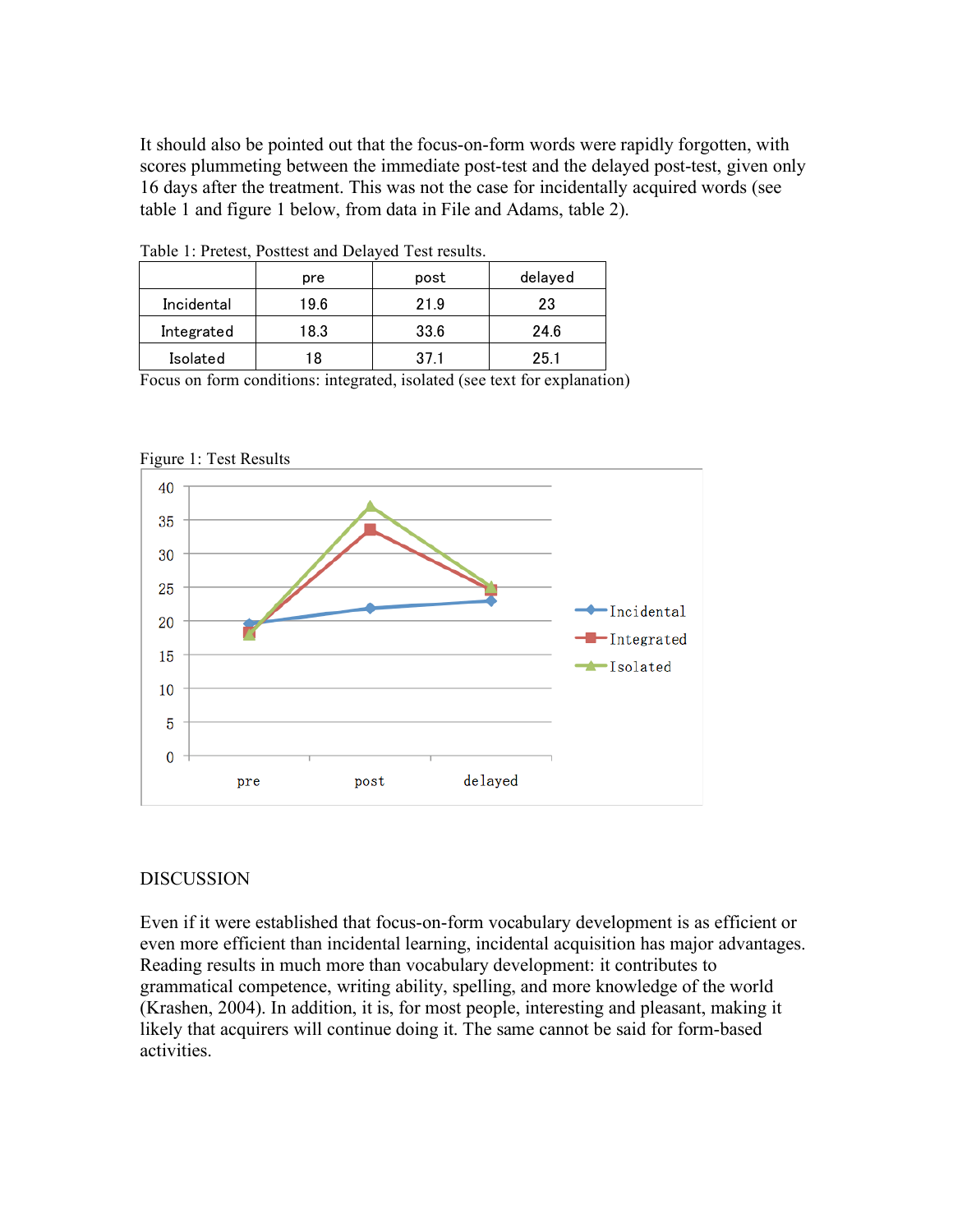It should also be pointed out that the focus-on-form words were rapidly forgotten, with scores plummeting between the immediate post-test and the delayed post-test, given only 16 days after the treatment. This was not the case for incidentally acquired words (see table 1 and figure 1 below, from data in File and Adams, table 2).

Table 1: Pretest, Posttest and Delayed Test results.

| | pre | post | delayed |
|---|---|---|---|
| Incidental | 19.6 | 21.9 | 23 |
| Integrated | 18.3 | 33.6 | 24.6 |
| Isolated | 18 | 37.1 | 25.1 |

Focus on form conditions: integrated, isolated (see text for explanation)

Figure 1: Test Results

## DISCUSSION

Even if it were established that focus-on-form vocabulary development is as efficient or even more efficient than incidental learning, incidental acquisition has major advantages. Reading results in much more than vocabulary development: it contributes to grammatical competence, writing ability, spelling, and more knowledge of the world (Krashen, 2004). In addition, it is, for most people, interesting and pleasant, making it likely that acquirers will continue doing it. The same cannot be said for form-based activities.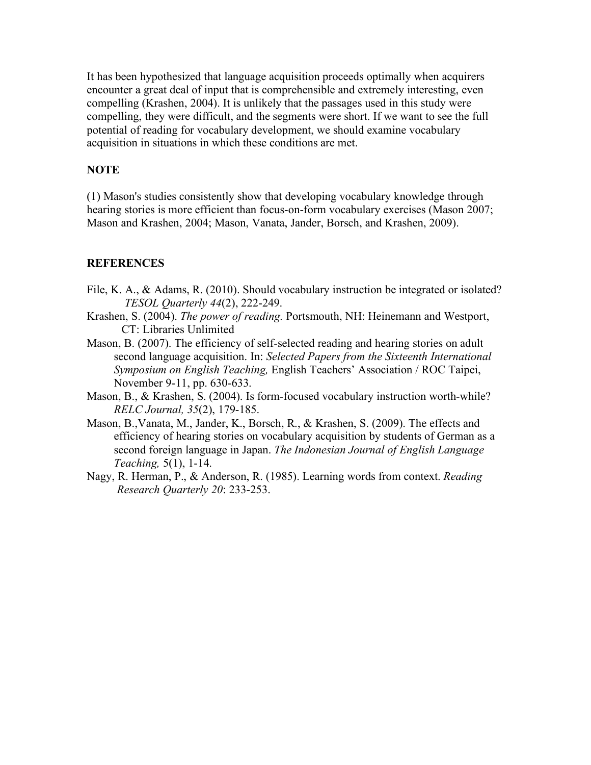It has been hypothesized that language acquisition proceeds optimally when acquirers encounter a great deal of input that is comprehensible and extremely interesting, even compelling (Krashen, 2004). It is unlikely that the passages used in this study were compelling, they were difficult, and the segments were short. If we want to see the full potential of reading for vocabulary development, we should examine vocabulary acquisition in situations in which these conditions are met.

**NOTE**

(1) Mason's studies consistently show that developing vocabulary knowledge through hearing stories is more efficient than focus-on-form vocabulary exercises (Mason 2007; Mason and Krashen, 2004; Mason, Vanata, Jander, Borsch, and Krashen, 2009).

**REFERENCES**

File, K. A., & Adams, R. (2010). Should vocabulary instruction be integrated or isolated? *TESOL Quarterly 44*(2), 222-249.

Krashen, S. (2004). *The power of reading.* Portsmouth, NH: Heinemann and Westport, CT: Libraries Unlimited

Mason, B. (2007). The efficiency of self-selected reading and hearing stories on adult second language acquisition. In: *Selected Papers from the Sixteenth International Symposium on English Teaching,* English Teachers' Association / ROC Taipei, November 9-11, pp. 630-633.

Mason, B., & Krashen, S. (2004). Is form-focused vocabulary instruction worth-while? *RELC Journal, 35*(2), 179-185.

Mason, B.,Vanata, M., Jander, K., Borsch, R., & Krashen, S. (2009). The effects and efficiency of hearing stories on vocabulary acquisition by students of German as a second foreign language in Japan. *The Indonesian Journal of English Language Teaching,* 5(1), 1-14.

Nagy, R. Herman, P., & Anderson, R. (1985). Learning words from context. *Reading Research Quarterly 20*: 233-253.